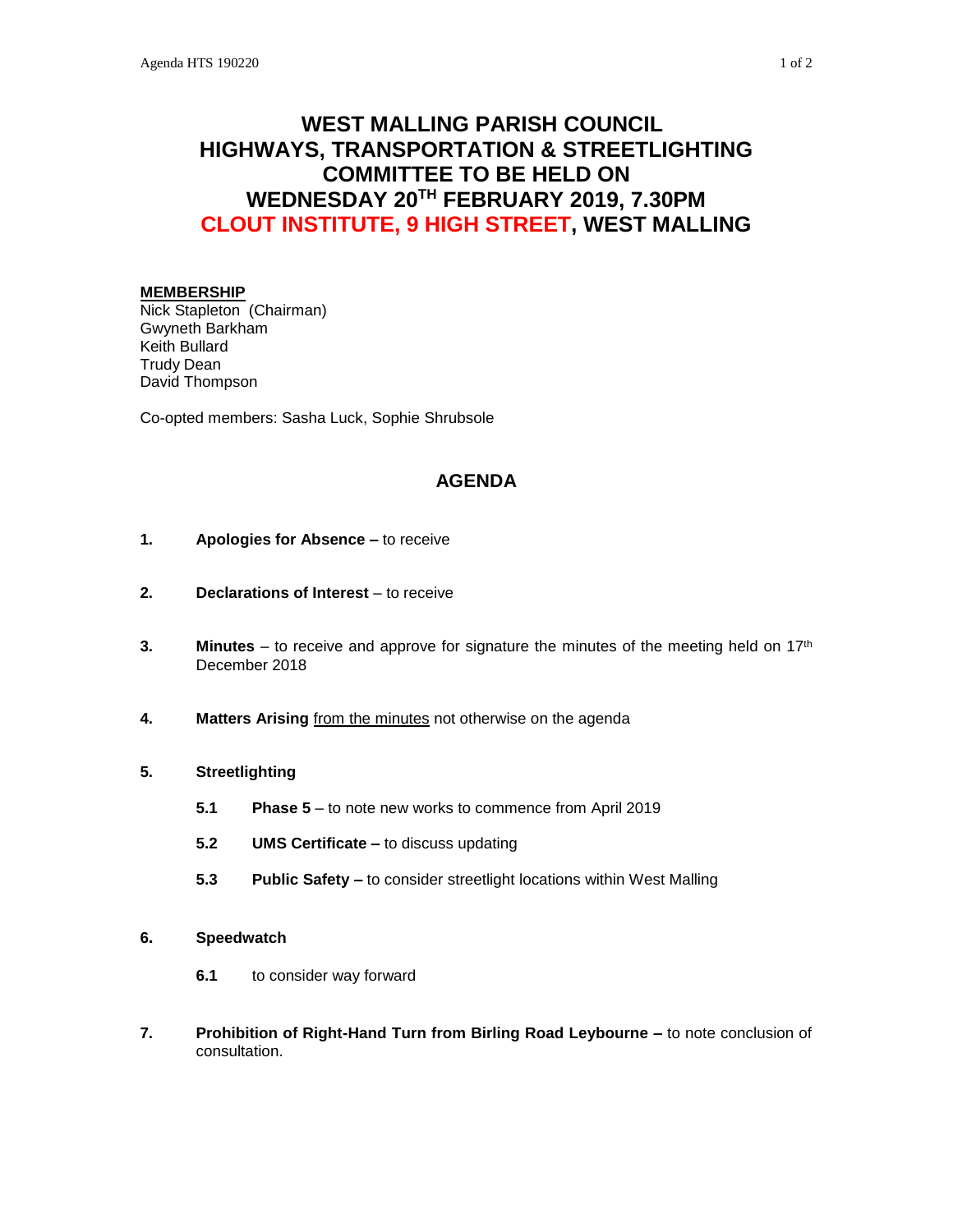# WEST MALLING PARISH COUNCIL
# HIGHWAYS, TRANSPORTATION & STREETLIGHTING COMMITTEE TO BE HELD ON WEDNESDAY 20TH FEBRUARY 2019, 7.30PM
# CLOUT INSTITUTE, 9 HIGH STREET, WEST MALLING

**MEMBERSHIP**
Nick Stapleton (Chairman)
Gwyneth Barkham
Keith Bullard
Trudy Dean
David Thompson

Co-opted members: Sasha Luck, Sophie Shrubsole

## AGENDA

**1. Apologies for Absence –** to receive

**2. Declarations of Interest** – to receive

**3. Minutes** – to receive and approve for signature the minutes of the meeting held on 17th December 2018

**4. Matters Arising** from the minutes not otherwise on the agenda

**5. Streetlighting**

- **5.1 Phase 5** – to note new works to commence from April 2019
- **5.2 UMS Certificate –** to discuss updating
- **5.3 Public Safety –** to consider streetlight locations within West Malling

**6. Speedwatch**

- **6.1** to consider way forward

**7. Prohibition of Right-Hand Turn from Birling Road Leybourne –** to note conclusion of consultation.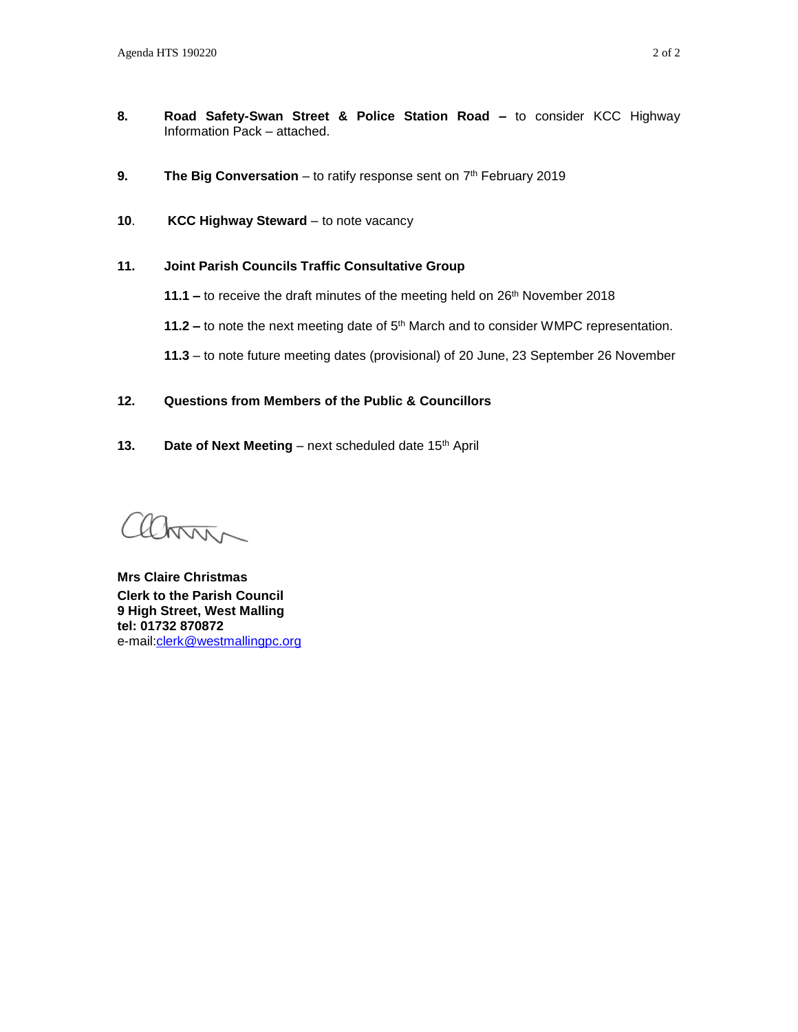**8.** **Road Safety-Swan Street & Police Station Road –** to consider KCC Highway Information Pack – attached.

**9.** **The Big Conversation** – to ratify response sent on 7th February 2019

**10**. **KCC Highway Steward** – to note vacancy

**11.** **Joint Parish Councils Traffic Consultative Group**

**11.1 –** to receive the draft minutes of the meeting held on 26th November 2018

**11.2 –** to note the next meeting date of 5th March and to consider WMPC representation.

**11.3** – to note future meeting dates (provisional) of 20 June, 23 September 26 November

**12.** **Questions from Members of the Public & Councillors**

**13.** **Date of Next Meeting** – next scheduled date 15th April

**Mrs Claire Christmas**
**Clerk to the Parish Council**
**9 High Street, West Malling**
**tel: 01732 870872**
e-mail:clerk@westmallingpc.org